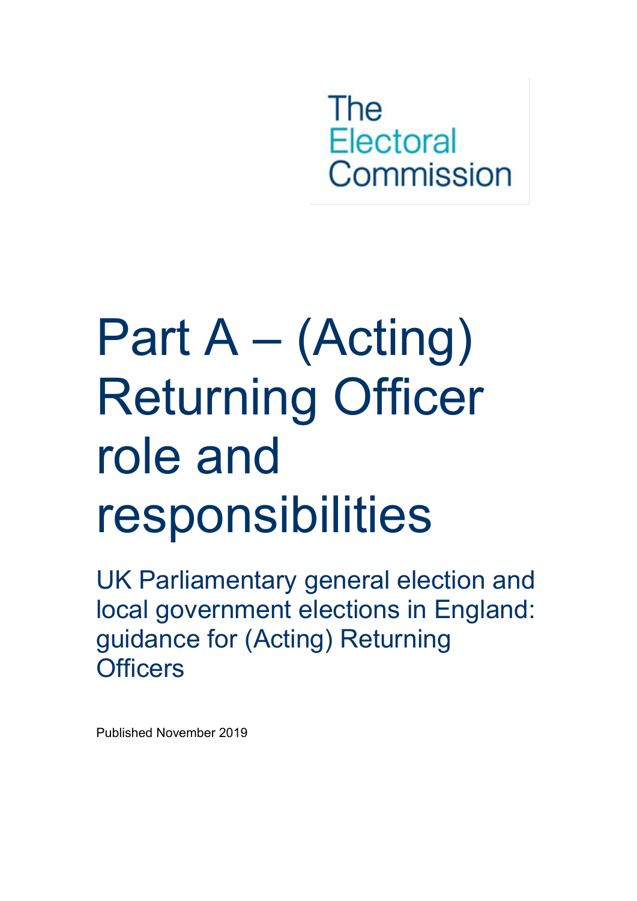The Electoral Commission

# Part A – (Acting) Returning Officer role and responsibilities

UK Parliamentary general election and local government elections in England: guidance for (Acting) Returning Officers

Published November 2019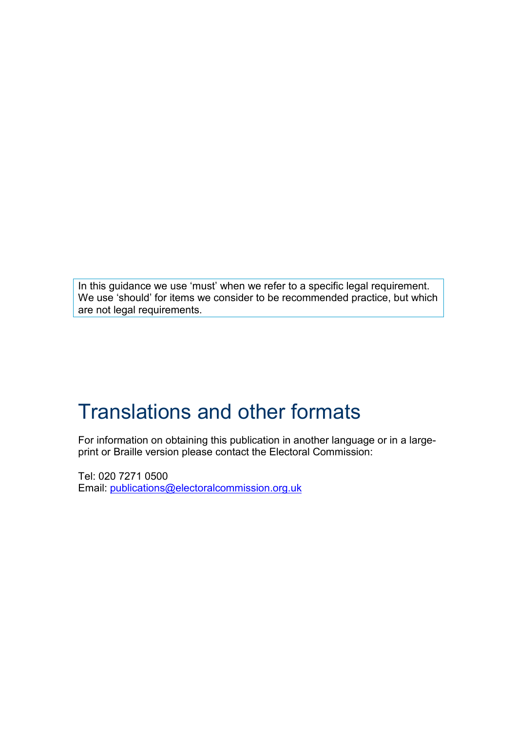In this guidance we use 'must' when we refer to a specific legal requirement. We use 'should' for items we consider to be recommended practice, but which are not legal requirements.

# Translations and other formats

For information on obtaining this publication in another language or in a large-print or Braille version please contact the Electoral Commission:

Tel: 020 7271 0500
Email: publications@electoralcommission.org.uk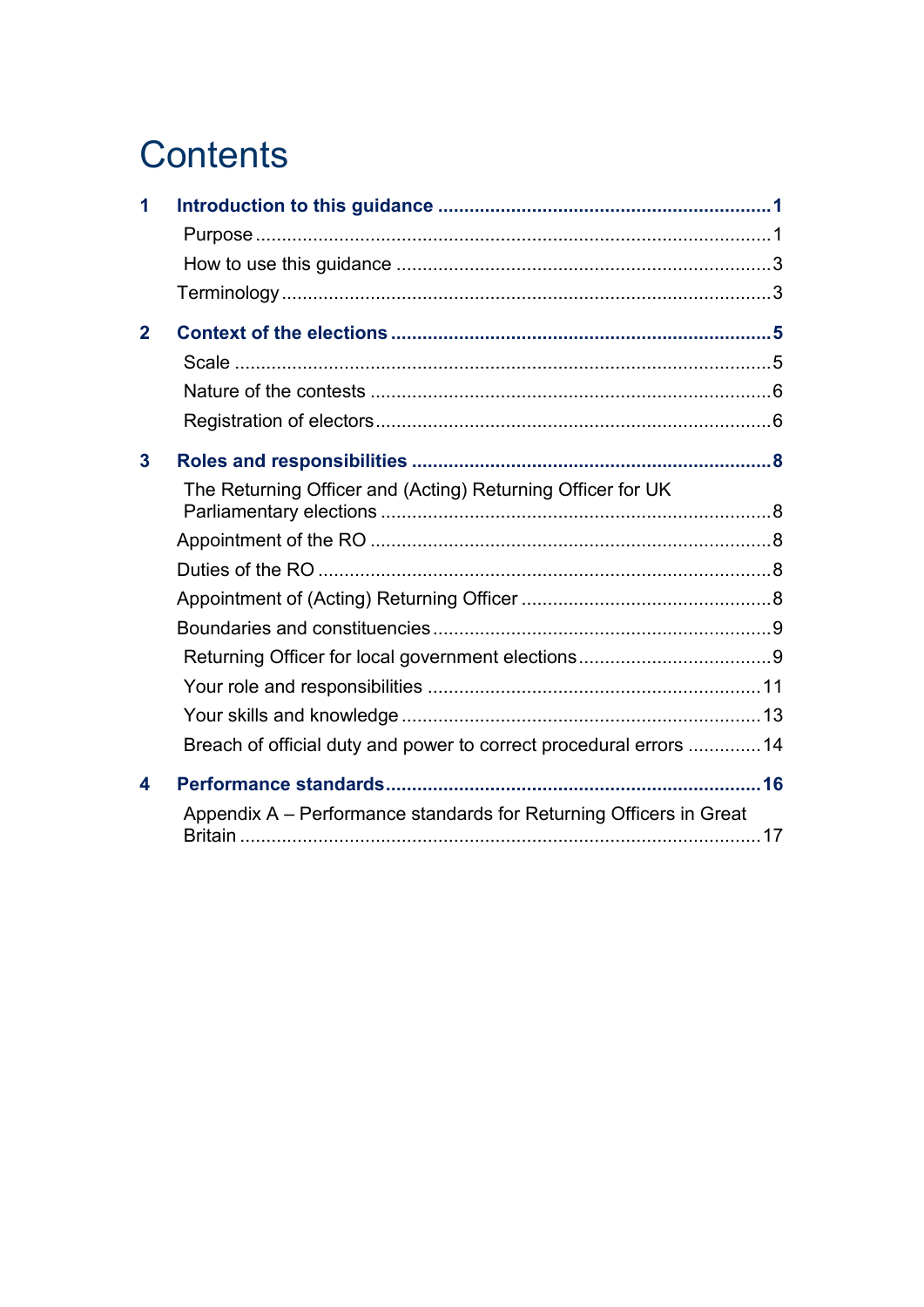# Contents

**1 Introduction to this guidance** ........................................................ **1**

- Purpose ........................................................................................ 1
- How to use this guidance ............................................................ 3

Terminology ....................................................................................... 3

**2 Context of the elections** ................................................................ **5**

- Scale ............................................................................................ 5
- Nature of the contests ................................................................. 6
- Registration of electors ............................................................... 6

**3 Roles and responsibilities** .............................................................. **8**

- The Returning Officer and (Acting) Returning Officer for UK Parliamentary elections ........................................................................ 8

Appointment of the RO ....................................................................... 8

Duties of the RO .................................................................................. 8

Appointment of (Acting) Returning Officer .......................................... 8

Boundaries and constituencies ............................................................ 9

- Returning Officer for local government elections ........................... 9
- Your role and responsibilities ...................................................... 11
- Your skills and knowledge ............................................................ 13
- Breach of official duty and power to correct procedural errors ......... 14

**4 Performance standards** ................................................................ **16**

- Appendix A – Performance standards for Returning Officers in Great Britain ..................................................................................... 17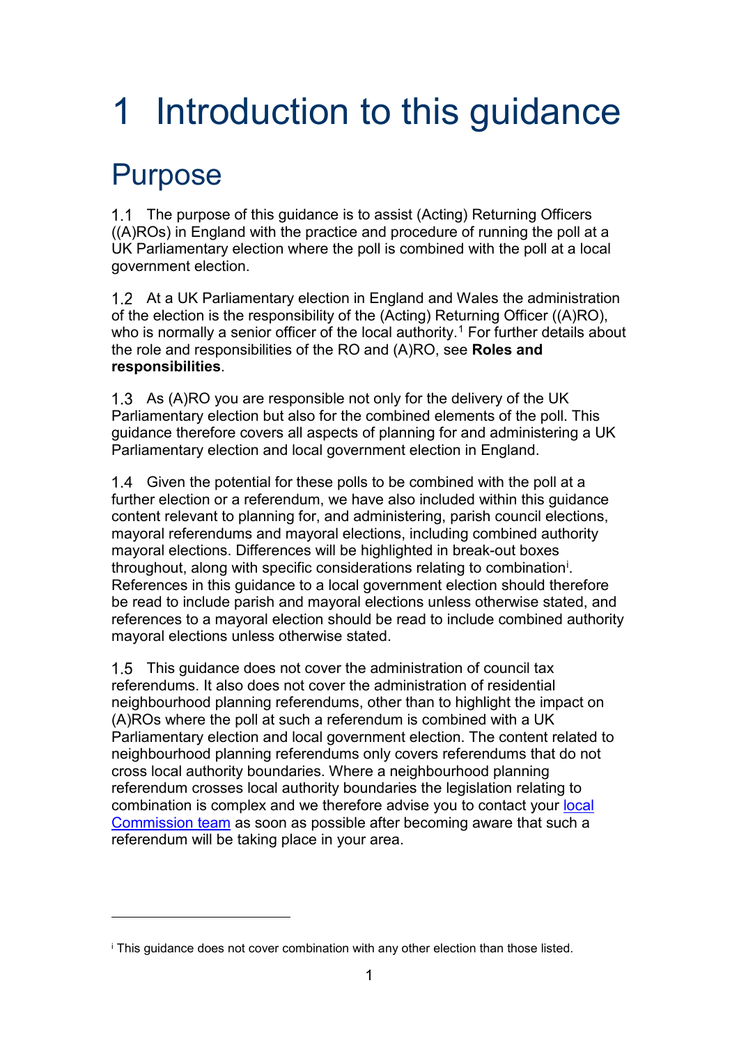# 1 Introduction to this guidance

## Purpose

1.1 The purpose of this guidance is to assist (Acting) Returning Officers ((A)ROs) in England with the practice and procedure of running the poll at a UK Parliamentary election where the poll is combined with the poll at a local government election.

1.2 At a UK Parliamentary election in England and Wales the administration of the election is the responsibility of the (Acting) Returning Officer ((A)RO), who is normally a senior officer of the local authority.[1] For further details about the role and responsibilities of the RO and (A)RO, see **Roles and responsibilities**.

1.3 As (A)RO you are responsible not only for the delivery of the UK Parliamentary election but also for the combined elements of the poll. This guidance therefore covers all aspects of planning for and administering a UK Parliamentary election and local government election in England.

1.4 Given the potential for these polls to be combined with the poll at a further election or a referendum, we have also included within this guidance content relevant to planning for, and administering, parish council elections, mayoral referendums and mayoral elections, including combined authority mayoral elections. Differences will be highlighted in break-out boxes throughout, along with specific considerations relating to combination[i]. References in this guidance to a local government election should therefore be read to include parish and mayoral elections unless otherwise stated, and references to a mayoral election should be read to include combined authority mayoral elections unless otherwise stated.

1.5 This guidance does not cover the administration of council tax referendums. It also does not cover the administration of residential neighbourhood planning referendums, other than to highlight the impact on (A)ROs where the poll at such a referendum is combined with a UK Parliamentary election and local government election. The content related to neighbourhood planning referendums only covers referendums that do not cross local authority boundaries. Where a neighbourhood planning referendum crosses local authority boundaries the legislation relating to combination is complex and we therefore advise you to contact your [local Commission team] as soon as possible after becoming aware that such a referendum will be taking place in your area.

---

[i] This guidance does not cover combination with any other election than those listed.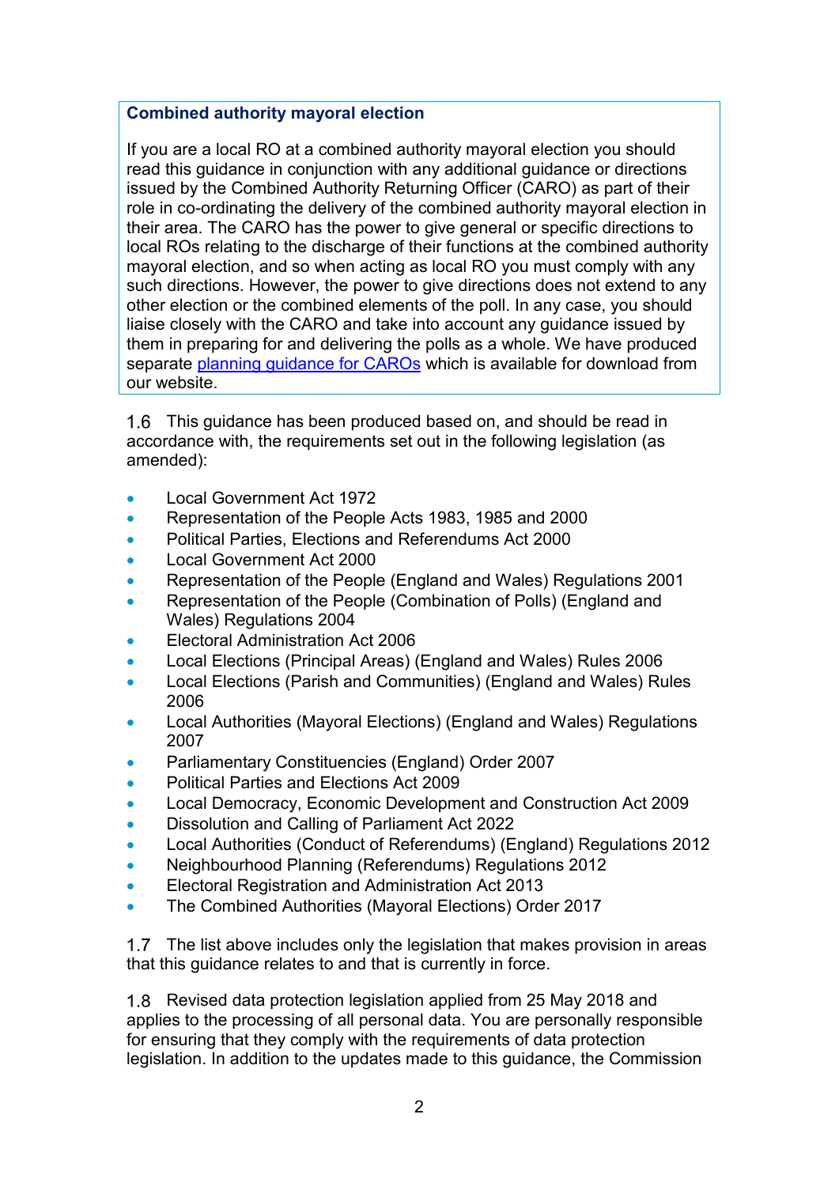**Combined authority mayoral election**

If you are a local RO at a combined authority mayoral election you should read this guidance in conjunction with any additional guidance or directions issued by the Combined Authority Returning Officer (CARO) as part of their role in co-ordinating the delivery of the combined authority mayoral election in their area. The CARO has the power to give general or specific directions to local ROs relating to the discharge of their functions at the combined authority mayoral election, and so when acting as local RO you must comply with any such directions. However, the power to give directions does not extend to any other election or the combined elements of the poll. In any case, you should liaise closely with the CARO and take into account any guidance issued by them in preparing for and delivering the polls as a whole. We have produced separate [planning guidance for CAROs](planning guidance for CAROs) which is available for download from our website.

1.6 This guidance has been produced based on, and should be read in accordance with, the requirements set out in the following legislation (as amended):

- Local Government Act 1972
- Representation of the People Acts 1983, 1985 and 2000
- Political Parties, Elections and Referendums Act 2000
- Local Government Act 2000
- Representation of the People (England and Wales) Regulations 2001
- Representation of the People (Combination of Polls) (England and Wales) Regulations 2004
- Electoral Administration Act 2006
- Local Elections (Principal Areas) (England and Wales) Rules 2006
- Local Elections (Parish and Communities) (England and Wales) Rules 2006
- Local Authorities (Mayoral Elections) (England and Wales) Regulations 2007
- Parliamentary Constituencies (England) Order 2007
- Political Parties and Elections Act 2009
- Local Democracy, Economic Development and Construction Act 2009
- Dissolution and Calling of Parliament Act 2022
- Local Authorities (Conduct of Referendums) (England) Regulations 2012
- Neighbourhood Planning (Referendums) Regulations 2012
- Electoral Registration and Administration Act 2013
- The Combined Authorities (Mayoral Elections) Order 2017

1.7 The list above includes only the legislation that makes provision in areas that this guidance relates to and that is currently in force.

1.8 Revised data protection legislation applied from 25 May 2018 and applies to the processing of all personal data. You are personally responsible for ensuring that they comply with the requirements of data protection legislation. In addition to the updates made to this guidance, the Commission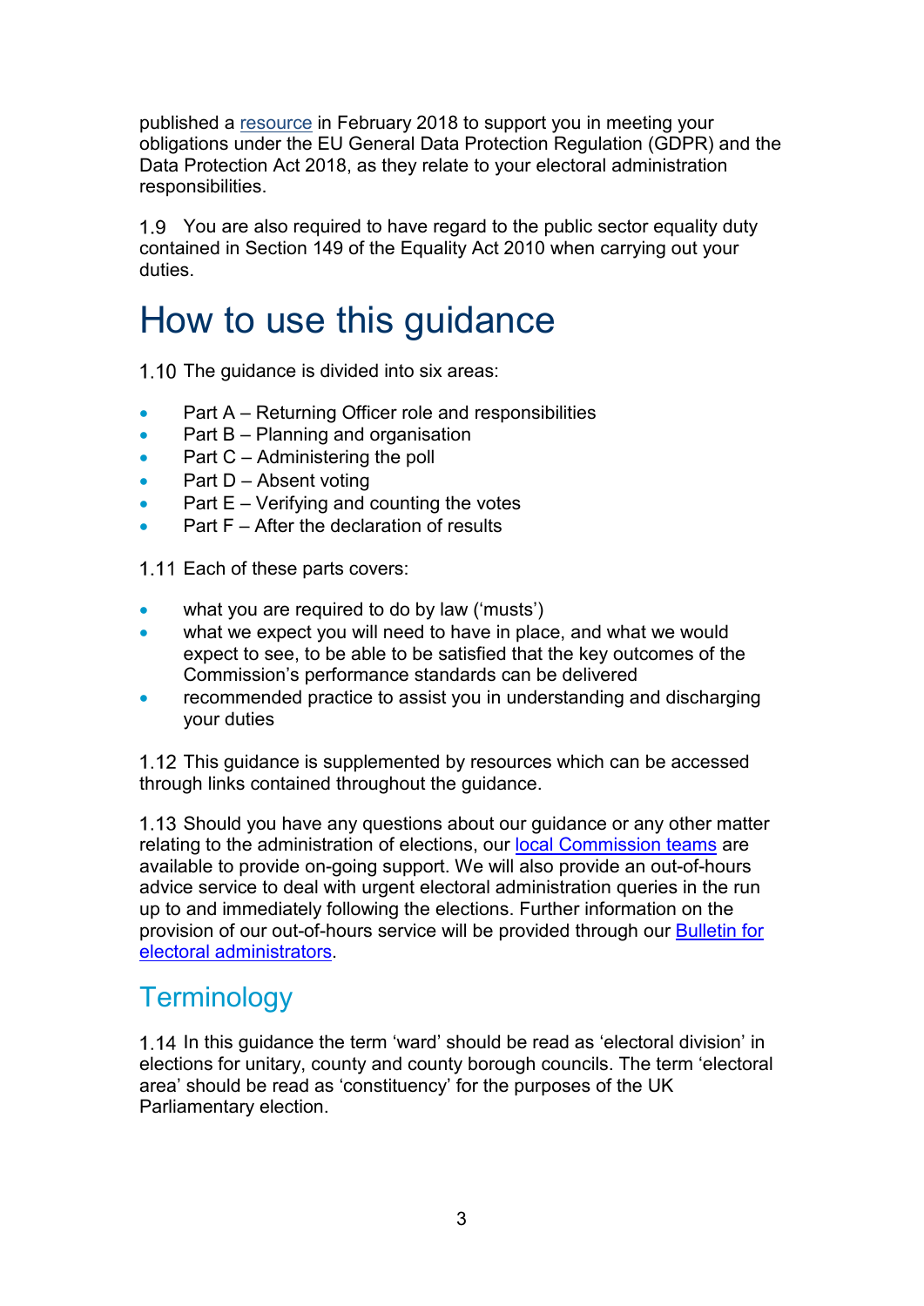published a resource in February 2018 to support you in meeting your obligations under the EU General Data Protection Regulation (GDPR) and the Data Protection Act 2018, as they relate to your electoral administration responsibilities.

1.9 You are also required to have regard to the public sector equality duty contained in Section 149 of the Equality Act 2010 when carrying out your duties.

# How to use this guidance

1.10 The guidance is divided into six areas:

- Part A – Returning Officer role and responsibilities
- Part B – Planning and organisation
- Part C – Administering the poll
- Part D – Absent voting
- Part E – Verifying and counting the votes
- Part F – After the declaration of results

1.11 Each of these parts covers:

- what you are required to do by law ('musts')
- what we expect you will need to have in place, and what we would expect to see, to be able to be satisfied that the key outcomes of the Commission's performance standards can be delivered
- recommended practice to assist you in understanding and discharging your duties

1.12 This guidance is supplemented by resources which can be accessed through links contained throughout the guidance.

1.13 Should you have any questions about our guidance or any other matter relating to the administration of elections, our local Commission teams are available to provide on-going support. We will also provide an out-of-hours advice service to deal with urgent electoral administration queries in the run up to and immediately following the elections. Further information on the provision of our out-of-hours service will be provided through our Bulletin for electoral administrators.

## Terminology

1.14 In this guidance the term 'ward' should be read as 'electoral division' in elections for unitary, county and county borough councils. The term 'electoral area' should be read as 'constituency' for the purposes of the UK Parliamentary election.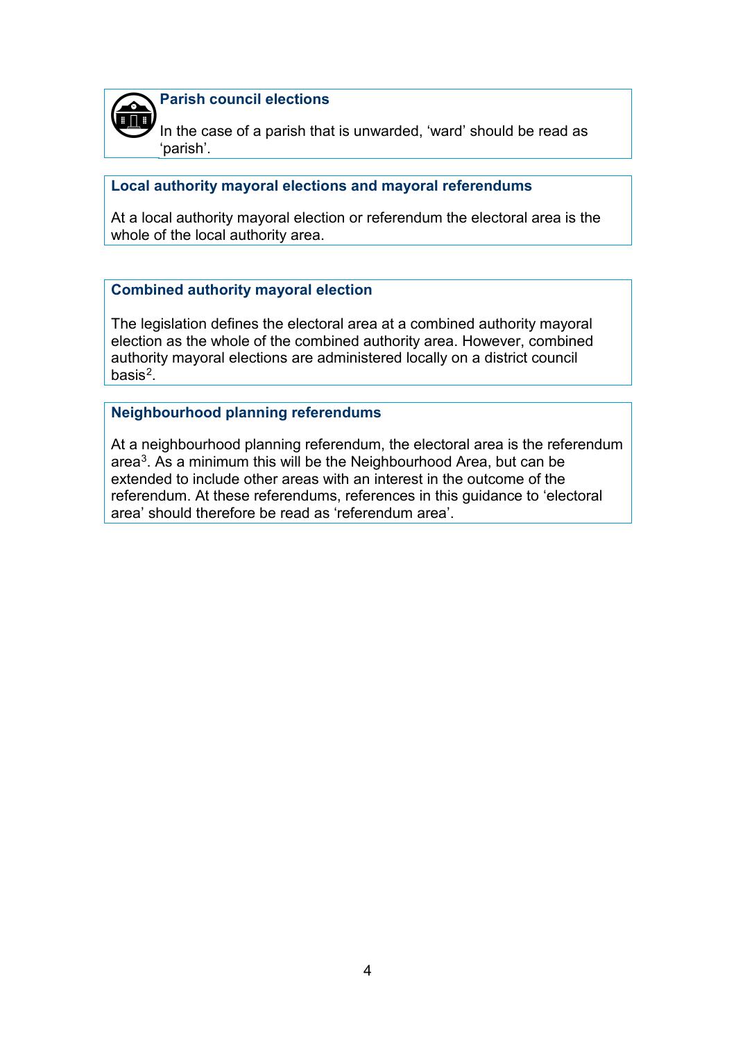**Parish council elections**

In the case of a parish that is unwarded, 'ward' should be read as 'parish'.

**Local authority mayoral elections and mayoral referendums**

At a local authority mayoral election or referendum the electoral area is the whole of the local authority area.

**Combined authority mayoral election**

The legislation defines the electoral area at a combined authority mayoral election as the whole of the combined authority area. However, combined authority mayoral elections are administered locally on a district council basis[2].

**Neighbourhood planning referendums**

At a neighbourhood planning referendum, the electoral area is the referendum area[3]. As a minimum this will be the Neighbourhood Area, but can be extended to include other areas with an interest in the outcome of the referendum. At these referendums, references in this guidance to 'electoral area' should therefore be read as 'referendum area'.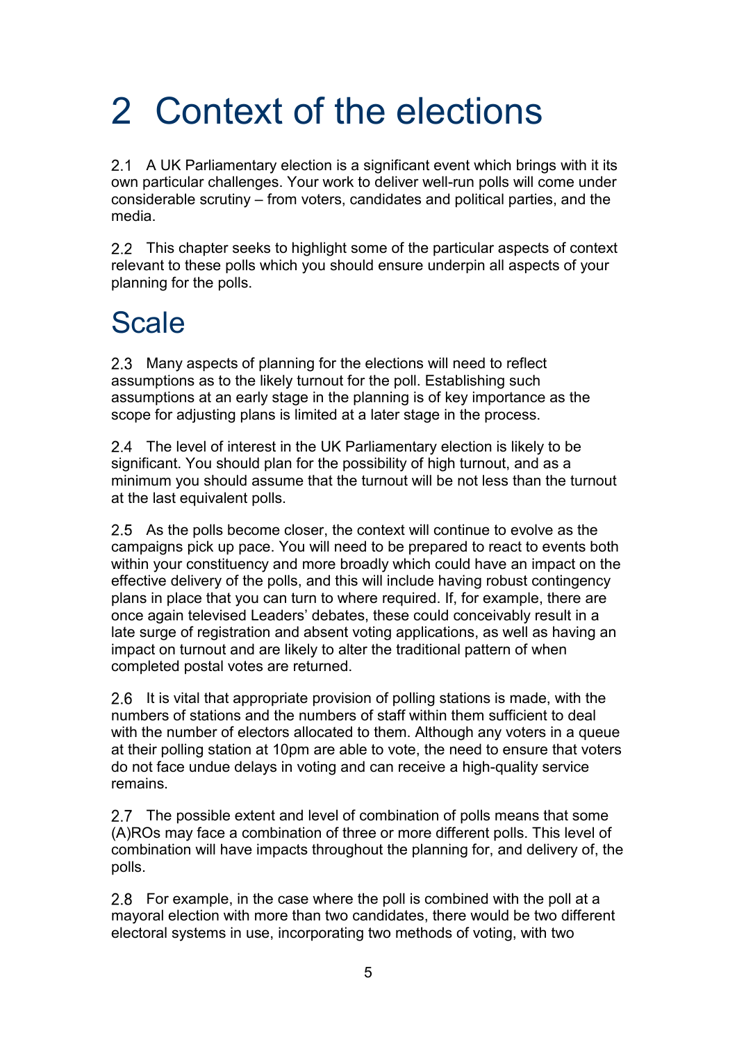# 2 Context of the elections

2.1 A UK Parliamentary election is a significant event which brings with it its own particular challenges. Your work to deliver well-run polls will come under considerable scrutiny – from voters, candidates and political parties, and the media.

2.2 This chapter seeks to highlight some of the particular aspects of context relevant to these polls which you should ensure underpin all aspects of your planning for the polls.

## Scale

2.3 Many aspects of planning for the elections will need to reflect assumptions as to the likely turnout for the poll. Establishing such assumptions at an early stage in the planning is of key importance as the scope for adjusting plans is limited at a later stage in the process.

2.4 The level of interest in the UK Parliamentary election is likely to be significant. You should plan for the possibility of high turnout, and as a minimum you should assume that the turnout will be not less than the turnout at the last equivalent polls.

2.5 As the polls become closer, the context will continue to evolve as the campaigns pick up pace. You will need to be prepared to react to events both within your constituency and more broadly which could have an impact on the effective delivery of the polls, and this will include having robust contingency plans in place that you can turn to where required. If, for example, there are once again televised Leaders' debates, these could conceivably result in a late surge of registration and absent voting applications, as well as having an impact on turnout and are likely to alter the traditional pattern of when completed postal votes are returned.

2.6 It is vital that appropriate provision of polling stations is made, with the numbers of stations and the numbers of staff within them sufficient to deal with the number of electors allocated to them. Although any voters in a queue at their polling station at 10pm are able to vote, the need to ensure that voters do not face undue delays in voting and can receive a high-quality service remains.

2.7 The possible extent and level of combination of polls means that some (A)ROs may face a combination of three or more different polls. This level of combination will have impacts throughout the planning for, and delivery of, the polls.

2.8 For example, in the case where the poll is combined with the poll at a mayoral election with more than two candidates, there would be two different electoral systems in use, incorporating two methods of voting, with two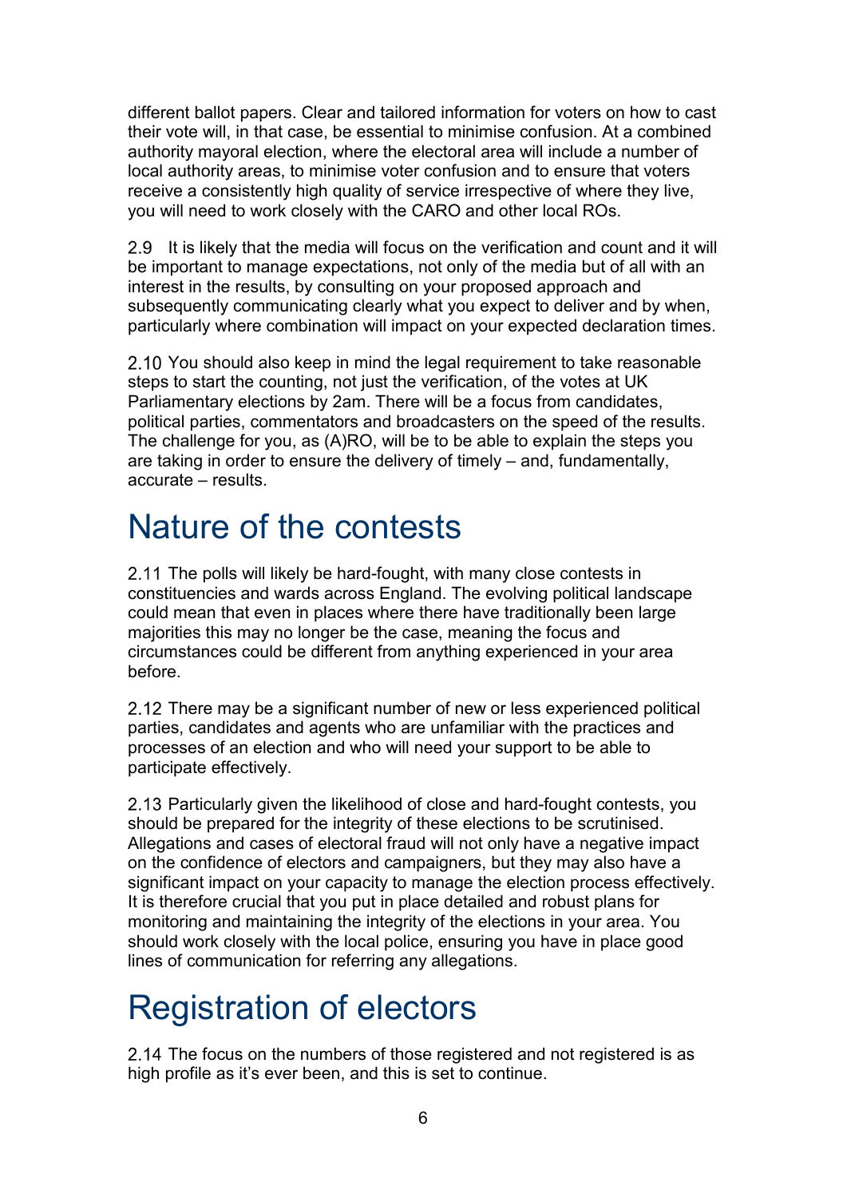different ballot papers. Clear and tailored information for voters on how to cast their vote will, in that case, be essential to minimise confusion. At a combined authority mayoral election, where the electoral area will include a number of local authority areas, to minimise voter confusion and to ensure that voters receive a consistently high quality of service irrespective of where they live, you will need to work closely with the CARO and other local ROs.

2.9 It is likely that the media will focus on the verification and count and it will be important to manage expectations, not only of the media but of all with an interest in the results, by consulting on your proposed approach and subsequently communicating clearly what you expect to deliver and by when, particularly where combination will impact on your expected declaration times.

2.10 You should also keep in mind the legal requirement to take reasonable steps to start the counting, not just the verification, of the votes at UK Parliamentary elections by 2am. There will be a focus from candidates, political parties, commentators and broadcasters on the speed of the results. The challenge for you, as (A)RO, will be to be able to explain the steps you are taking in order to ensure the delivery of timely – and, fundamentally, accurate – results.

# Nature of the contests

2.11 The polls will likely be hard-fought, with many close contests in constituencies and wards across England. The evolving political landscape could mean that even in places where there have traditionally been large majorities this may no longer be the case, meaning the focus and circumstances could be different from anything experienced in your area before.

2.12 There may be a significant number of new or less experienced political parties, candidates and agents who are unfamiliar with the practices and processes of an election and who will need your support to be able to participate effectively.

2.13 Particularly given the likelihood of close and hard-fought contests, you should be prepared for the integrity of these elections to be scrutinised. Allegations and cases of electoral fraud will not only have a negative impact on the confidence of electors and campaigners, but they may also have a significant impact on your capacity to manage the election process effectively. It is therefore crucial that you put in place detailed and robust plans for monitoring and maintaining the integrity of the elections in your area. You should work closely with the local police, ensuring you have in place good lines of communication for referring any allegations.

# Registration of electors

2.14 The focus on the numbers of those registered and not registered is as high profile as it's ever been, and this is set to continue.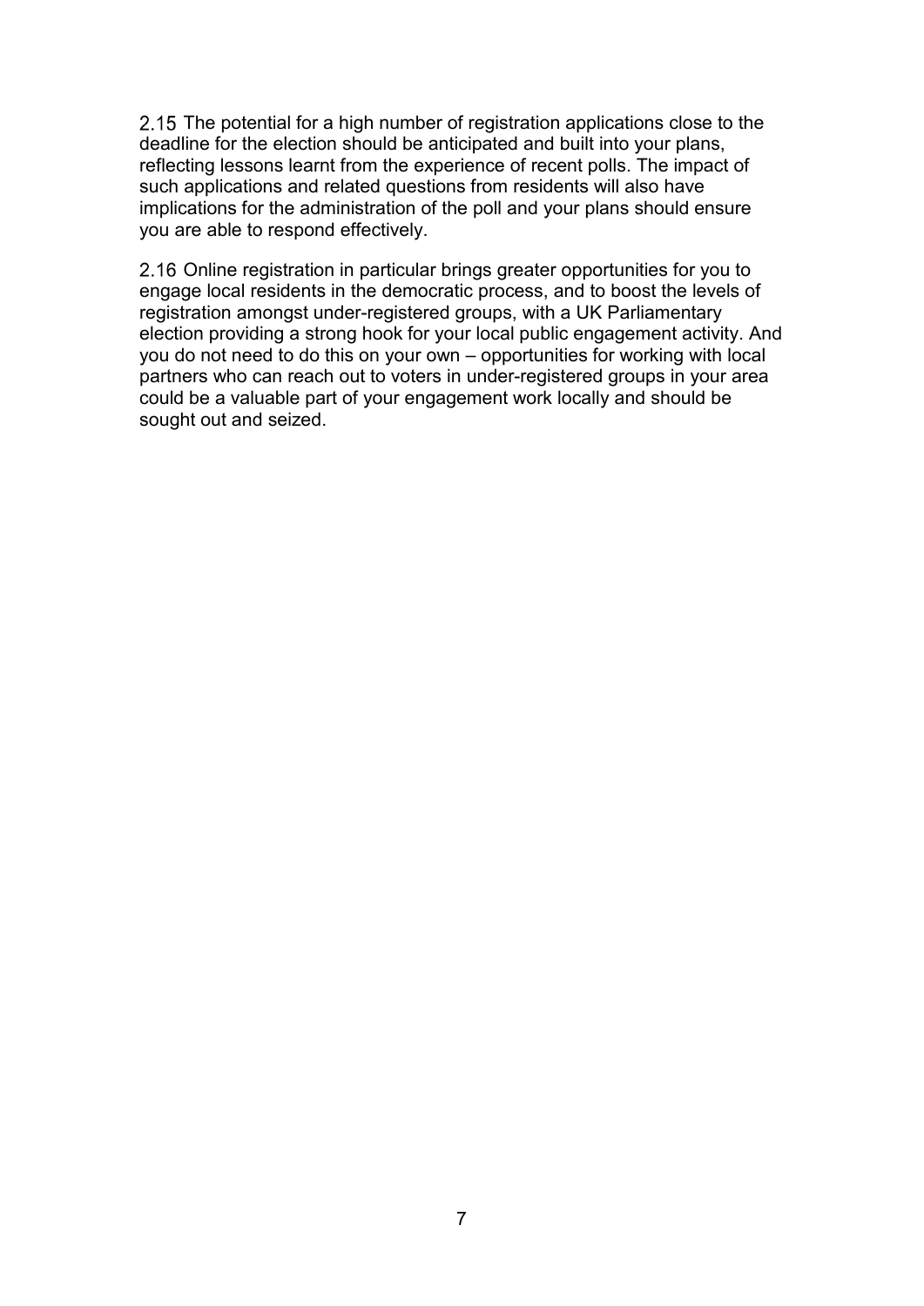2.15 The potential for a high number of registration applications close to the deadline for the election should be anticipated and built into your plans, reflecting lessons learnt from the experience of recent polls. The impact of such applications and related questions from residents will also have implications for the administration of the poll and your plans should ensure you are able to respond effectively.

2.16 Online registration in particular brings greater opportunities for you to engage local residents in the democratic process, and to boost the levels of registration amongst under-registered groups, with a UK Parliamentary election providing a strong hook for your local public engagement activity. And you do not need to do this on your own – opportunities for working with local partners who can reach out to voters in under-registered groups in your area could be a valuable part of your engagement work locally and should be sought out and seized.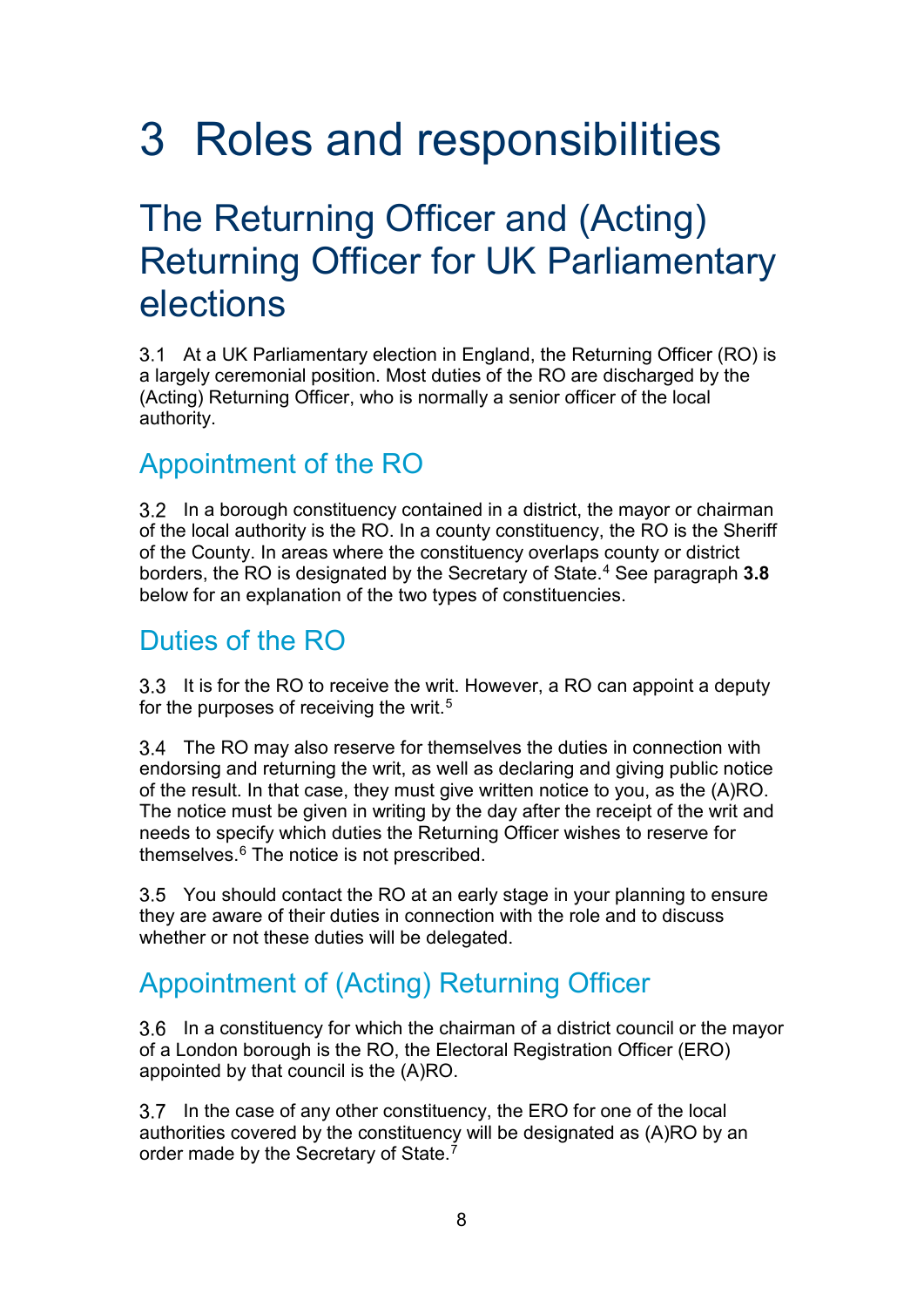# 3 Roles and responsibilities

## The Returning Officer and (Acting) Returning Officer for UK Parliamentary elections

3.1 At a UK Parliamentary election in England, the Returning Officer (RO) is a largely ceremonial position. Most duties of the RO are discharged by the (Acting) Returning Officer, who is normally a senior officer of the local authority.

### Appointment of the RO

3.2 In a borough constituency contained in a district, the mayor or chairman of the local authority is the RO. In a county constituency, the RO is the Sheriff of the County. In areas where the constituency overlaps county or district borders, the RO is designated by the Secretary of State.[4] See paragraph **3.8** below for an explanation of the two types of constituencies.

### Duties of the RO

3.3 It is for the RO to receive the writ. However, a RO can appoint a deputy for the purposes of receiving the writ.[5]

3.4 The RO may also reserve for themselves the duties in connection with endorsing and returning the writ, as well as declaring and giving public notice of the result. In that case, they must give written notice to you, as the (A)RO. The notice must be given in writing by the day after the receipt of the writ and needs to specify which duties the Returning Officer wishes to reserve for themselves.[6] The notice is not prescribed.

3.5 You should contact the RO at an early stage in your planning to ensure they are aware of their duties in connection with the role and to discuss whether or not these duties will be delegated.

### Appointment of (Acting) Returning Officer

3.6 In a constituency for which the chairman of a district council or the mayor of a London borough is the RO, the Electoral Registration Officer (ERO) appointed by that council is the (A)RO.

3.7 In the case of any other constituency, the ERO for one of the local authorities covered by the constituency will be designated as (A)RO by an order made by the Secretary of State.[7]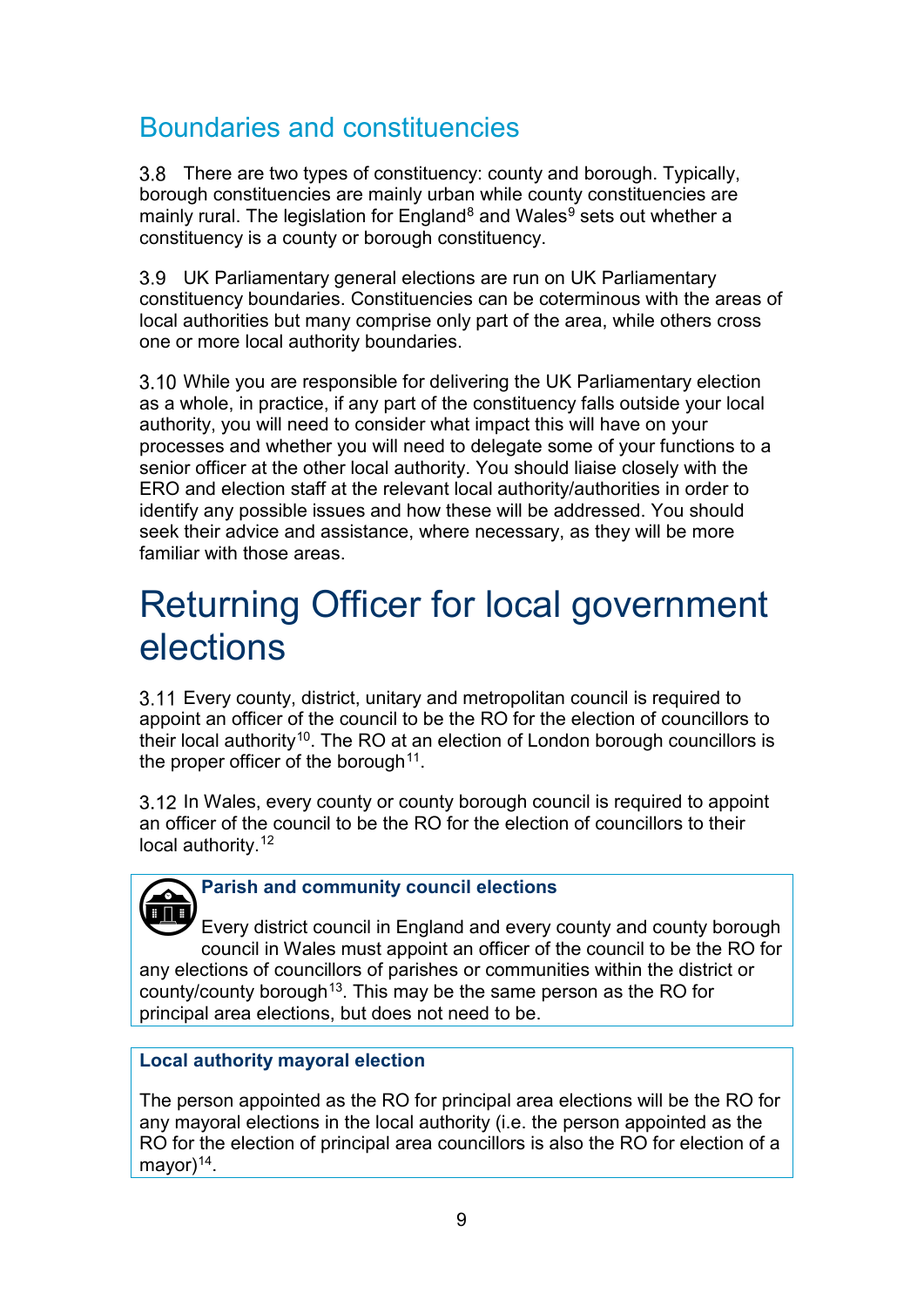## Boundaries and constituencies

3.8 There are two types of constituency: county and borough. Typically, borough constituencies are mainly urban while county constituencies are mainly rural. The legislation for England[8] and Wales[9] sets out whether a constituency is a county or borough constituency.

3.9 UK Parliamentary general elections are run on UK Parliamentary constituency boundaries. Constituencies can be coterminous with the areas of local authorities but many comprise only part of the area, while others cross one or more local authority boundaries.

3.10 While you are responsible for delivering the UK Parliamentary election as a whole, in practice, if any part of the constituency falls outside your local authority, you will need to consider what impact this will have on your processes and whether you will need to delegate some of your functions to a senior officer at the other local authority. You should liaise closely with the ERO and election staff at the relevant local authority/authorities in order to identify any possible issues and how these will be addressed. You should seek their advice and assistance, where necessary, as they will be more familiar with those areas.

# Returning Officer for local government elections

3.11 Every county, district, unitary and metropolitan council is required to appoint an officer of the council to be the RO for the election of councillors to their local authority[10]. The RO at an election of London borough councillors is the proper officer of the borough[11].

3.12 In Wales, every county or county borough council is required to appoint an officer of the council to be the RO for the election of councillors to their local authority.[12]

**Parish and community council elections**

Every district council in England and every county and county borough council in Wales must appoint an officer of the council to be the RO for any elections of councillors of parishes or communities within the district or county/county borough[13]. This may be the same person as the RO for principal area elections, but does not need to be.

**Local authority mayoral election**

The person appointed as the RO for principal area elections will be the RO for any mayoral elections in the local authority (i.e. the person appointed as the RO for the election of principal area councillors is also the RO for election of a mayor)[14].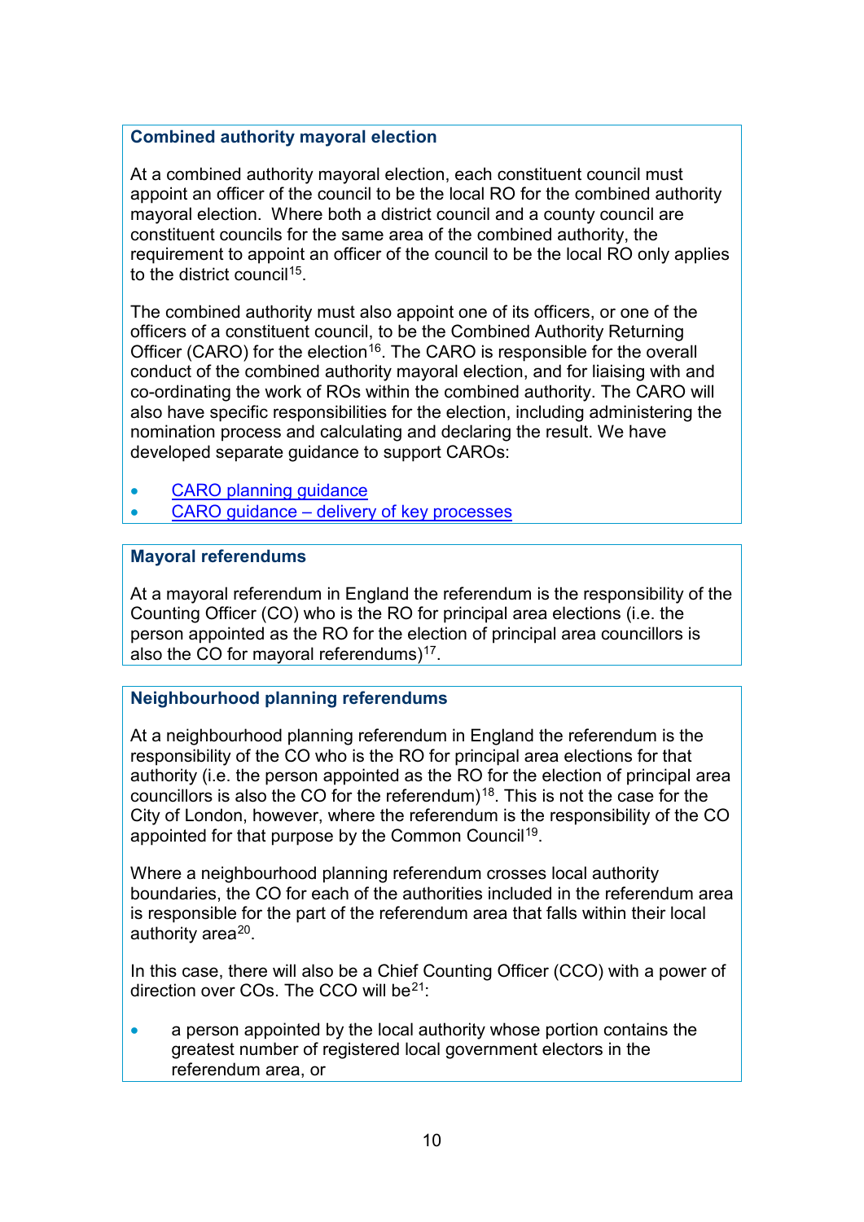### Combined authority mayoral election

At a combined authority mayoral election, each constituent council must appoint an officer of the council to be the local RO for the combined authority mayoral election. Where both a district council and a county council are constituent councils for the same area of the combined authority, the requirement to appoint an officer of the council to be the local RO only applies to the district council[15].

The combined authority must also appoint one of its officers, or one of the officers of a constituent council, to be the Combined Authority Returning Officer (CARO) for the election[16]. The CARO is responsible for the overall conduct of the combined authority mayoral election, and for liaising with and co-ordinating the work of ROs within the combined authority. The CARO will also have specific responsibilities for the election, including administering the nomination process and calculating and declaring the result. We have developed separate guidance to support CAROs:

- CARO planning guidance
- CARO guidance – delivery of key processes

### Mayoral referendums

At a mayoral referendum in England the referendum is the responsibility of the Counting Officer (CO) who is the RO for principal area elections (i.e. the person appointed as the RO for the election of principal area councillors is also the CO for mayoral referendums)[17].

### Neighbourhood planning referendums

At a neighbourhood planning referendum in England the referendum is the responsibility of the CO who is the RO for principal area elections for that authority (i.e. the person appointed as the RO for the election of principal area councillors is also the CO for the referendum)[18]. This is not the case for the City of London, however, where the referendum is the responsibility of the CO appointed for that purpose by the Common Council[19].

Where a neighbourhood planning referendum crosses local authority boundaries, the CO for each of the authorities included in the referendum area is responsible for the part of the referendum area that falls within their local authority area[20].

In this case, there will also be a Chief Counting Officer (CCO) with a power of direction over COs. The CCO will be[21]:

- a person appointed by the local authority whose portion contains the greatest number of registered local government electors in the referendum area, or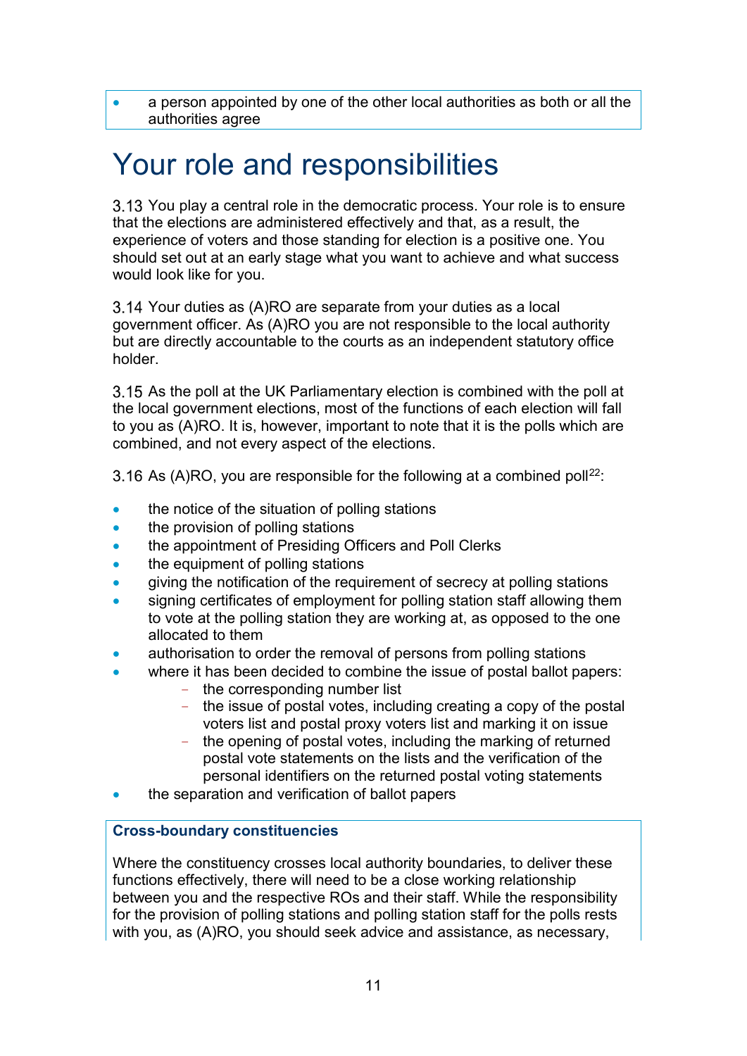- a person appointed by one of the other local authorities as both or all the authorities agree

# Your role and responsibilities

3.13 You play a central role in the democratic process. Your role is to ensure that the elections are administered effectively and that, as a result, the experience of voters and those standing for election is a positive one. You should set out at an early stage what you want to achieve and what success would look like for you.

3.14 Your duties as (A)RO are separate from your duties as a local government officer. As (A)RO you are not responsible to the local authority but are directly accountable to the courts as an independent statutory office holder.

3.15 As the poll at the UK Parliamentary election is combined with the poll at the local government elections, most of the functions of each election will fall to you as (A)RO. It is, however, important to note that it is the polls which are combined, and not every aspect of the elections.

3.16 As (A)RO, you are responsible for the following at a combined poll[22]:

- the notice of the situation of polling stations
- the provision of polling stations
- the appointment of Presiding Officers and Poll Clerks
- the equipment of polling stations
- giving the notification of the requirement of secrecy at polling stations
- signing certificates of employment for polling station staff allowing them to vote at the polling station they are working at, as opposed to the one allocated to them
- authorisation to order the removal of persons from polling stations
- where it has been decided to combine the issue of postal ballot papers:
  - the corresponding number list
  - the issue of postal votes, including creating a copy of the postal voters list and postal proxy voters list and marking it on issue
  - the opening of postal votes, including the marking of returned postal vote statements on the lists and the verification of the personal identifiers on the returned postal voting statements
- the separation and verification of ballot papers

**Cross-boundary constituencies**

Where the constituency crosses local authority boundaries, to deliver these functions effectively, there will need to be a close working relationship between you and the respective ROs and their staff. While the responsibility for the provision of polling stations and polling station staff for the polls rests with you, as (A)RO, you should seek advice and assistance, as necessary,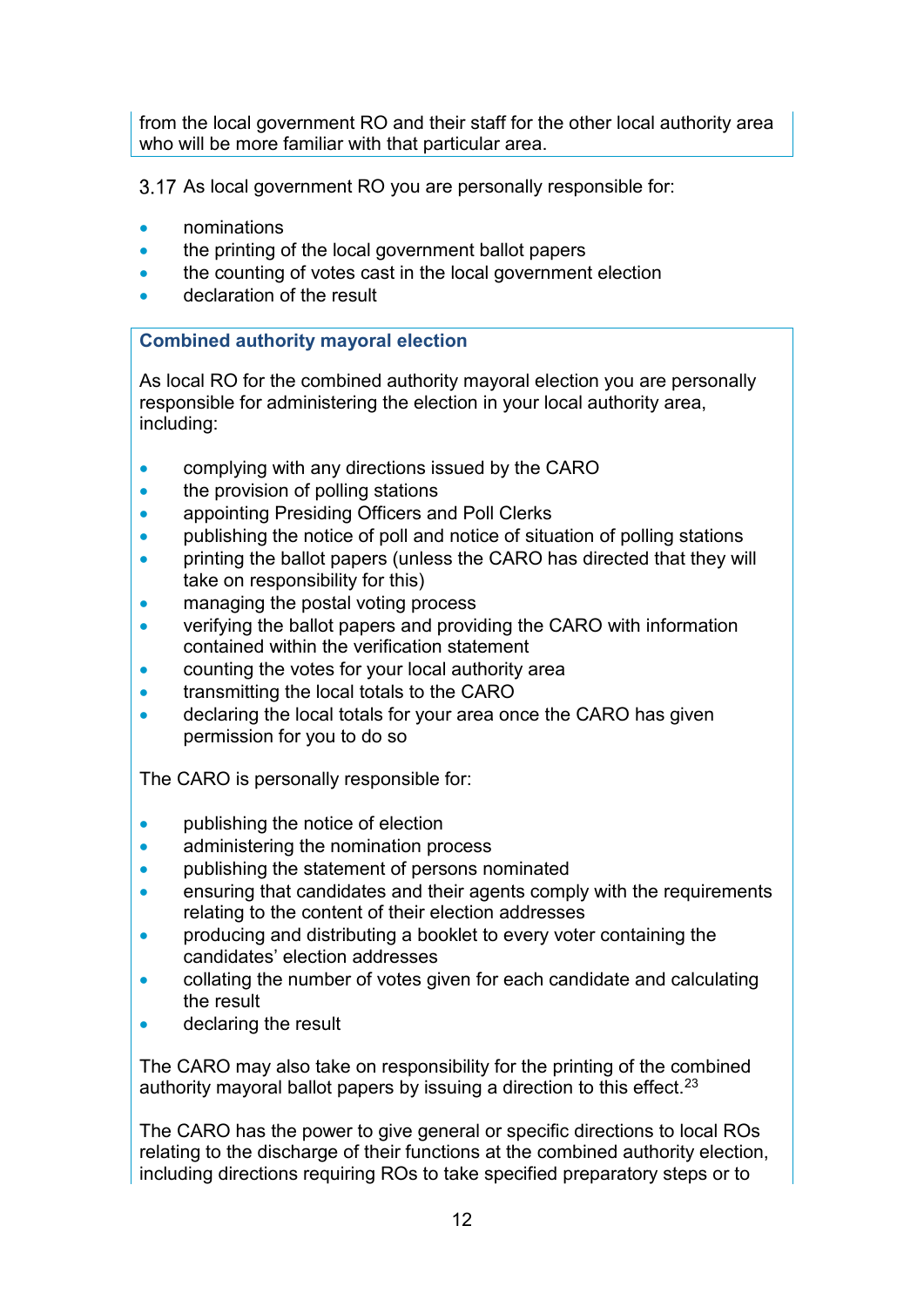from the local government RO and their staff for the other local authority area who will be more familiar with that particular area.

3.17 As local government RO you are personally responsible for:

- nominations
- the printing of the local government ballot papers
- the counting of votes cast in the local government election
- declaration of the result

**Combined authority mayoral election**

As local RO for the combined authority mayoral election you are personally responsible for administering the election in your local authority area, including:

- complying with any directions issued by the CARO
- the provision of polling stations
- appointing Presiding Officers and Poll Clerks
- publishing the notice of poll and notice of situation of polling stations
- printing the ballot papers (unless the CARO has directed that they will take on responsibility for this)
- managing the postal voting process
- verifying the ballot papers and providing the CARO with information contained within the verification statement
- counting the votes for your local authority area
- transmitting the local totals to the CARO
- declaring the local totals for your area once the CARO has given permission for you to do so

The CARO is personally responsible for:

- publishing the notice of election
- administering the nomination process
- publishing the statement of persons nominated
- ensuring that candidates and their agents comply with the requirements relating to the content of their election addresses
- producing and distributing a booklet to every voter containing the candidates' election addresses
- collating the number of votes given for each candidate and calculating the result
- declaring the result

The CARO may also take on responsibility for the printing of the combined authority mayoral ballot papers by issuing a direction to this effect.[23]

The CARO has the power to give general or specific directions to local ROs relating to the discharge of their functions at the combined authority election, including directions requiring ROs to take specified preparatory steps or to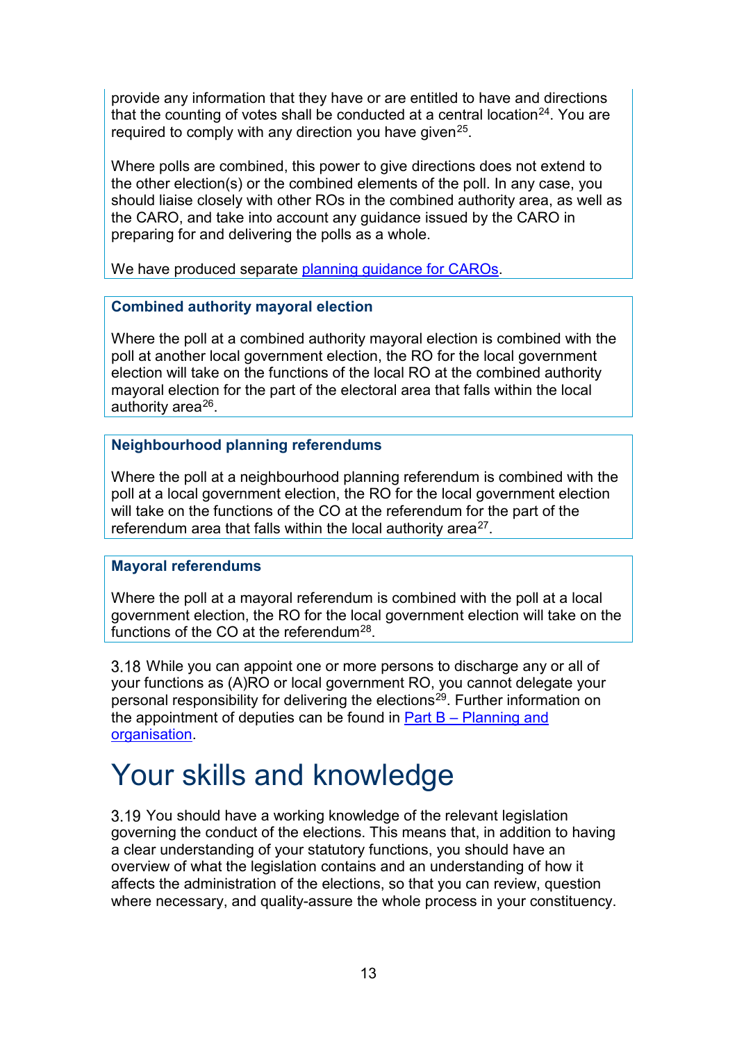provide any information that they have or are entitled to have and directions that the counting of votes shall be conducted at a central location[24]. You are required to comply with any direction you have given[25].

Where polls are combined, this power to give directions does not extend to the other election(s) or the combined elements of the poll. In any case, you should liaise closely with other ROs in the combined authority area, as well as the CARO, and take into account any guidance issued by the CARO in preparing for and delivering the polls as a whole.

We have produced separate [planning guidance for CAROs](planning guidance for CAROs).

**Combined authority mayoral election**

Where the poll at a combined authority mayoral election is combined with the poll at another local government election, the RO for the local government election will take on the functions of the local RO at the combined authority mayoral election for the part of the electoral area that falls within the local authority area[26].

**Neighbourhood planning referendums**

Where the poll at a neighbourhood planning referendum is combined with the poll at a local government election, the RO for the local government election will take on the functions of the CO at the referendum for the part of the referendum area that falls within the local authority area[27].

**Mayoral referendums**

Where the poll at a mayoral referendum is combined with the poll at a local government election, the RO for the local government election will take on the functions of the CO at the referendum[28].

3.18 While you can appoint one or more persons to discharge any or all of your functions as (A)RO or local government RO, you cannot delegate your personal responsibility for delivering the elections[29]. Further information on the appointment of deputies can be found in [Part B – Planning and organisation](Part B – Planning and organisation).

# Your skills and knowledge

3.19 You should have a working knowledge of the relevant legislation governing the conduct of the elections. This means that, in addition to having a clear understanding of your statutory functions, you should have an overview of what the legislation contains and an understanding of how it affects the administration of the elections, so that you can review, question where necessary, and quality-assure the whole process in your constituency.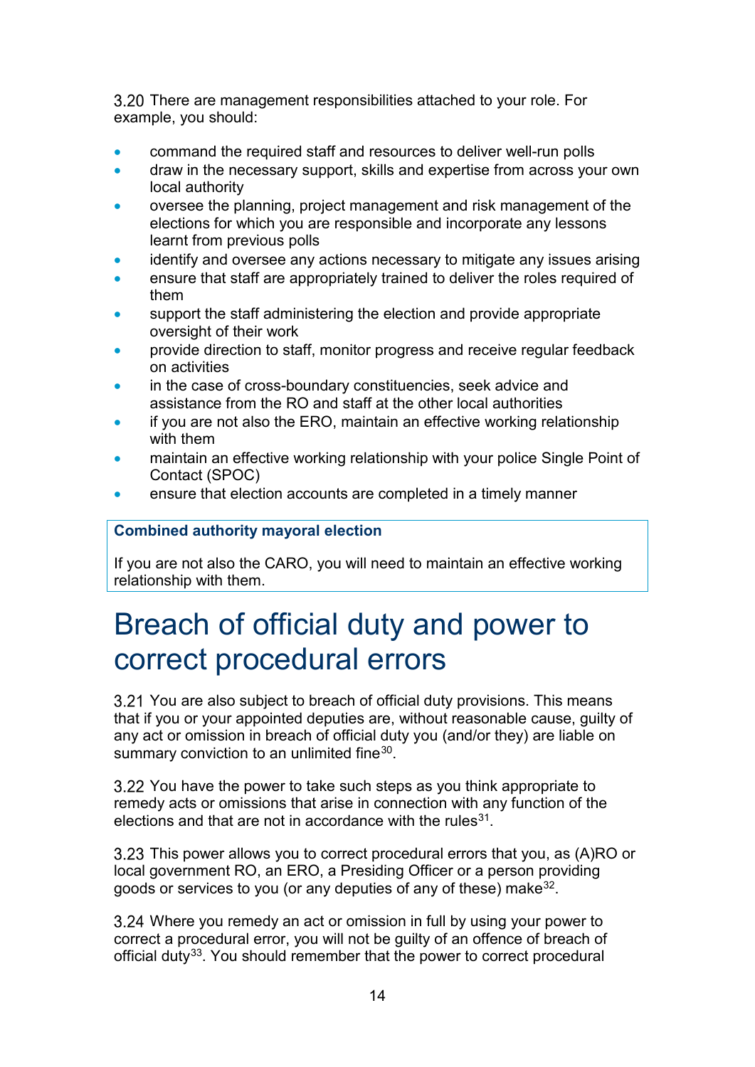3.20 There are management responsibilities attached to your role. For example, you should:

- command the required staff and resources to deliver well-run polls
- draw in the necessary support, skills and expertise from across your own local authority
- oversee the planning, project management and risk management of the elections for which you are responsible and incorporate any lessons learnt from previous polls
- identify and oversee any actions necessary to mitigate any issues arising
- ensure that staff are appropriately trained to deliver the roles required of them
- support the staff administering the election and provide appropriate oversight of their work
- provide direction to staff, monitor progress and receive regular feedback on activities
- in the case of cross-boundary constituencies, seek advice and assistance from the RO and staff at the other local authorities
- if you are not also the ERO, maintain an effective working relationship with them
- maintain an effective working relationship with your police Single Point of Contact (SPOC)
- ensure that election accounts are completed in a timely manner

**Combined authority mayoral election**

If you are not also the CARO, you will need to maintain an effective working relationship with them.

# Breach of official duty and power to correct procedural errors

3.21 You are also subject to breach of official duty provisions. This means that if you or your appointed deputies are, without reasonable cause, guilty of any act or omission in breach of official duty you (and/or they) are liable on summary conviction to an unlimited fine[30].

3.22 You have the power to take such steps as you think appropriate to remedy acts or omissions that arise in connection with any function of the elections and that are not in accordance with the rules[31].

3.23 This power allows you to correct procedural errors that you, as (A)RO or local government RO, an ERO, a Presiding Officer or a person providing goods or services to you (or any deputies of any of these) make[32].

3.24 Where you remedy an act or omission in full by using your power to correct a procedural error, you will not be guilty of an offence of breach of official duty[33]. You should remember that the power to correct procedural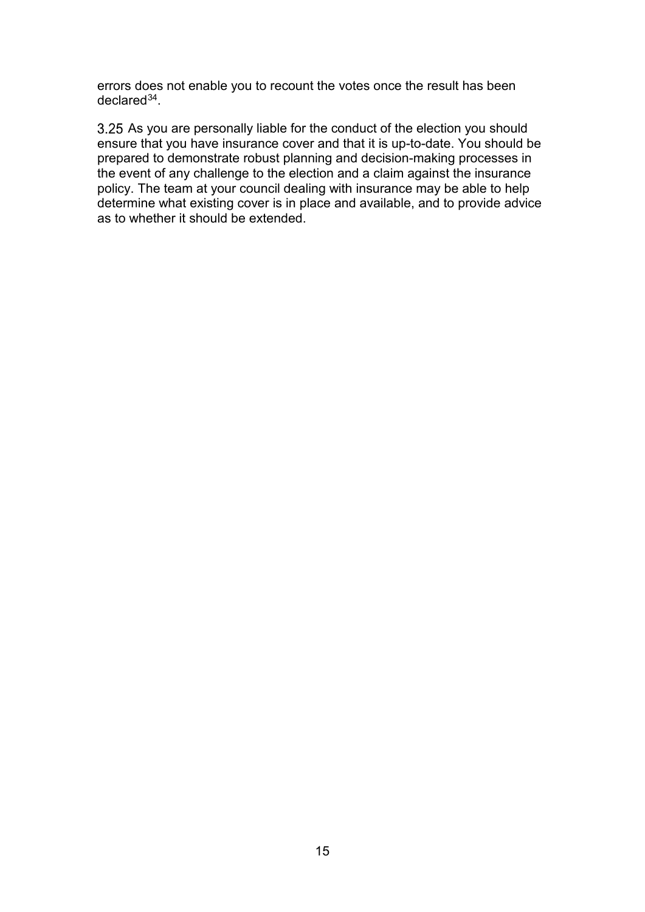errors does not enable you to recount the votes once the result has been declared[34].

3.25 As you are personally liable for the conduct of the election you should ensure that you have insurance cover and that it is up-to-date. You should be prepared to demonstrate robust planning and decision-making processes in the event of any challenge to the election and a claim against the insurance policy. The team at your council dealing with insurance may be able to help determine what existing cover is in place and available, and to provide advice as to whether it should be extended.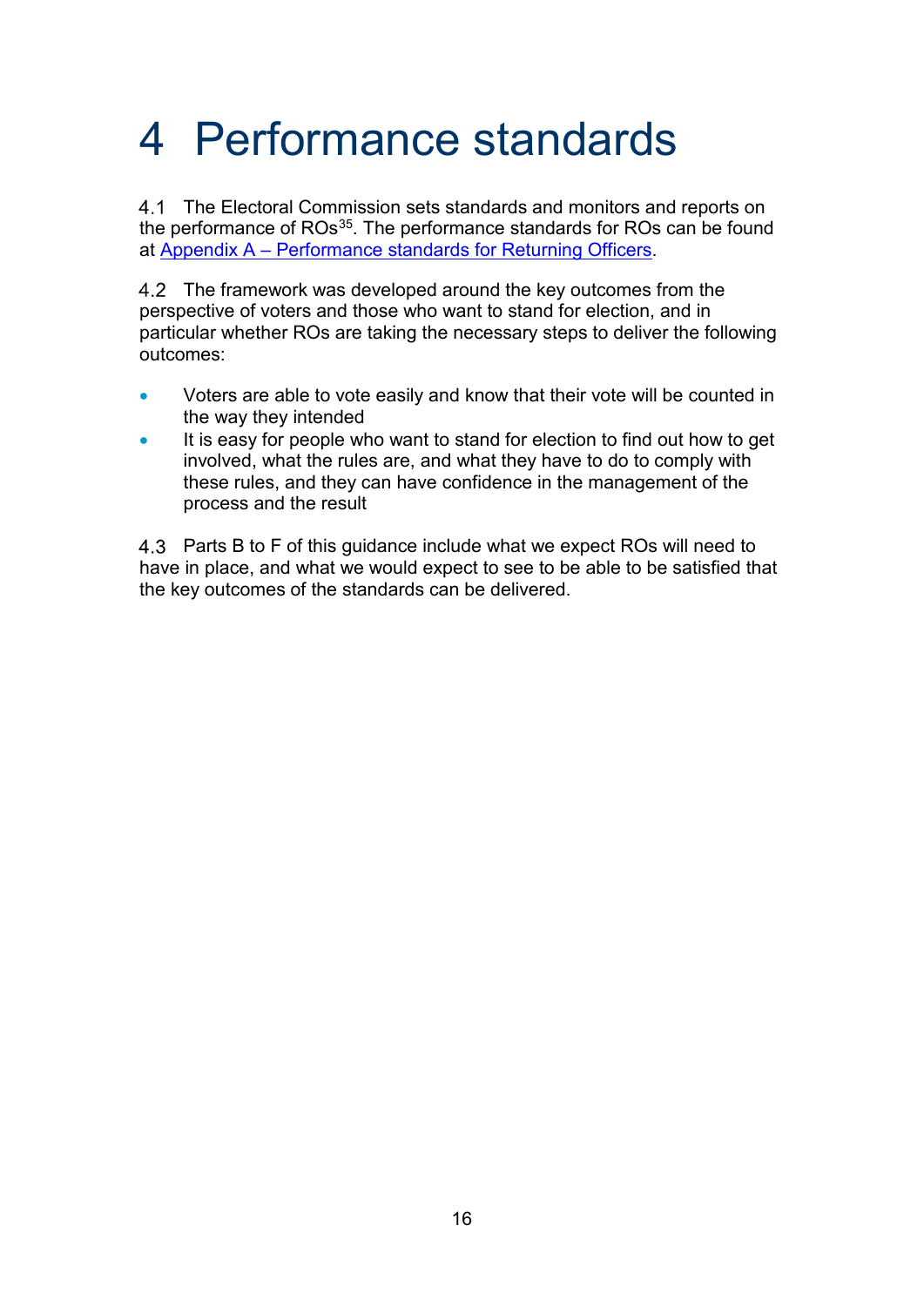# 4 Performance standards

4.1 The Electoral Commission sets standards and monitors and reports on the performance of ROs[35]. The performance standards for ROs can be found at Appendix A – Performance standards for Returning Officers.

4.2 The framework was developed around the key outcomes from the perspective of voters and those who want to stand for election, and in particular whether ROs are taking the necessary steps to deliver the following outcomes:

- Voters are able to vote easily and know that their vote will be counted in the way they intended
- It is easy for people who want to stand for election to find out how to get involved, what the rules are, and what they have to do to comply with these rules, and they can have confidence in the management of the process and the result

4.3 Parts B to F of this guidance include what we expect ROs will need to have in place, and what we would expect to see to be able to be satisfied that the key outcomes of the standards can be delivered.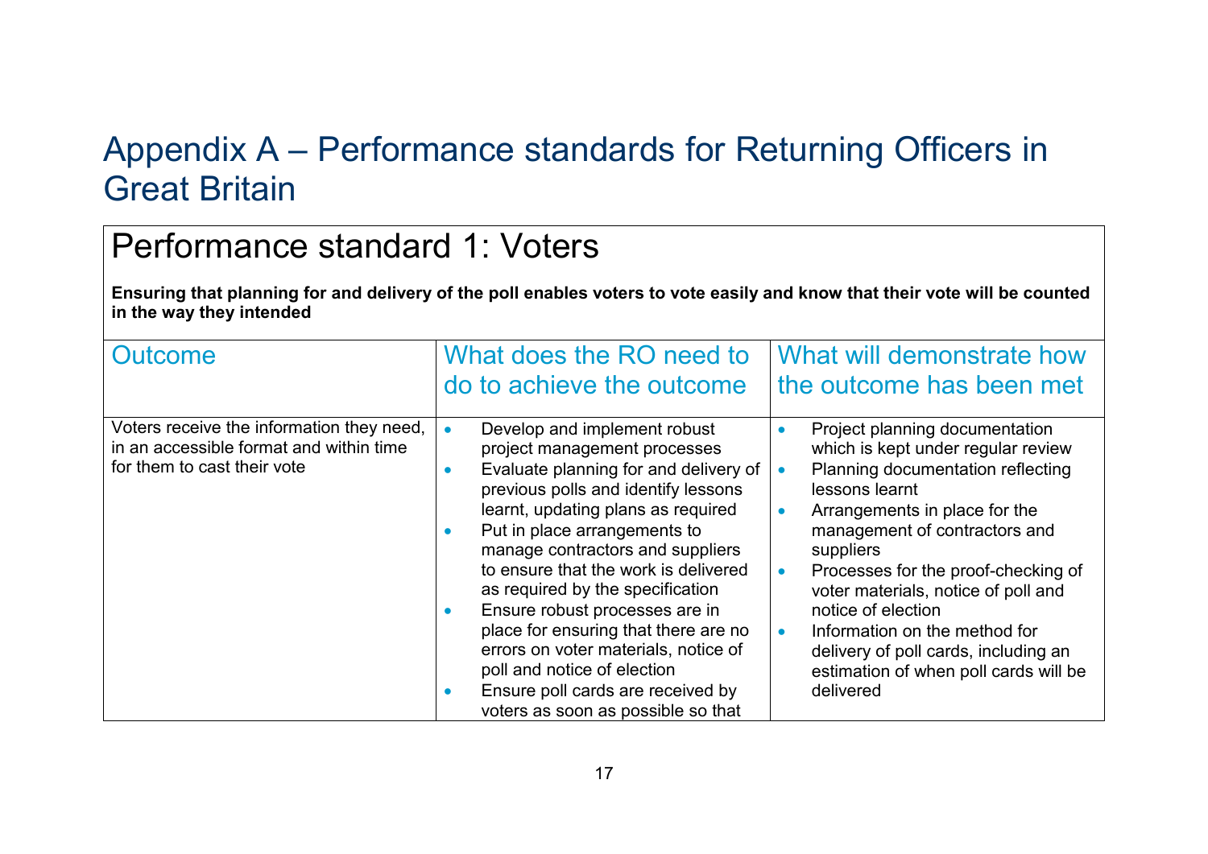# Appendix A – Performance standards for Returning Officers in Great Britain

## Performance standard 1: Voters

**Ensuring that planning for and delivery of the poll enables voters to vote easily and know that their vote will be counted in the way they intended**

| Outcome | What does the RO need to do to achieve the outcome | What will demonstrate how the outcome has been met |
|---|---|---|
| Voters receive the information they need, in an accessible format and within time for them to cast their vote | • Develop and implement robust project management processes<br>• Evaluate planning for and delivery of previous polls and identify lessons learnt, updating plans as required<br>• Put in place arrangements to manage contractors and suppliers to ensure that the work is delivered as required by the specification<br>• Ensure robust processes are in place for ensuring that there are no errors on voter materials, notice of poll and notice of election<br>• Ensure poll cards are received by voters as soon as possible so that | • Project planning documentation which is kept under regular review<br>• Planning documentation reflecting lessons learnt<br>• Arrangements in place for the management of contractors and suppliers<br>• Processes for the proof-checking of voter materials, notice of poll and notice of election<br>• Information on the method for delivery of poll cards, including an estimation of when poll cards will be delivered |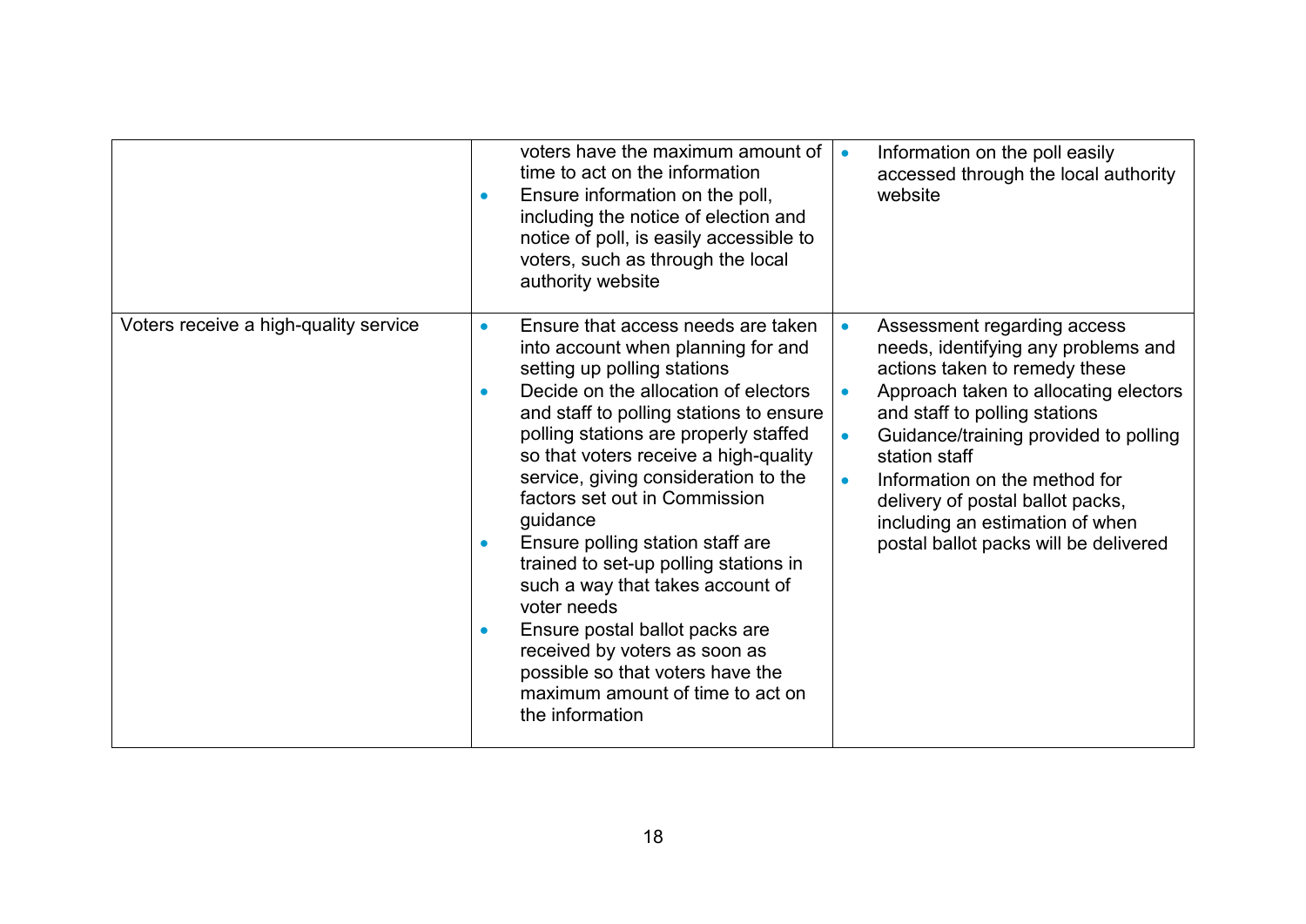| | | |
|---|---|---|
| | voters have the maximum amount of time to act on the information<br>• Ensure information on the poll, including the notice of election and notice of poll, is easily accessible to voters, such as through the local authority website | • Information on the poll easily accessed through the local authority website |
| Voters receive a high-quality service | • Ensure that access needs are taken into account when planning for and setting up polling stations<br>• Decide on the allocation of electors and staff to polling stations to ensure polling stations are properly staffed so that voters receive a high-quality service, giving consideration to the factors set out in Commission guidance<br>• Ensure polling station staff are trained to set-up polling stations in such a way that takes account of voter needs<br>• Ensure postal ballot packs are received by voters as soon as possible so that voters have the maximum amount of time to act on the information | • Assessment regarding access needs, identifying any problems and actions taken to remedy these<br>• Approach taken to allocating electors and staff to polling stations<br>• Guidance/training provided to polling station staff<br>• Information on the method for delivery of postal ballot packs, including an estimation of when postal ballot packs will be delivered |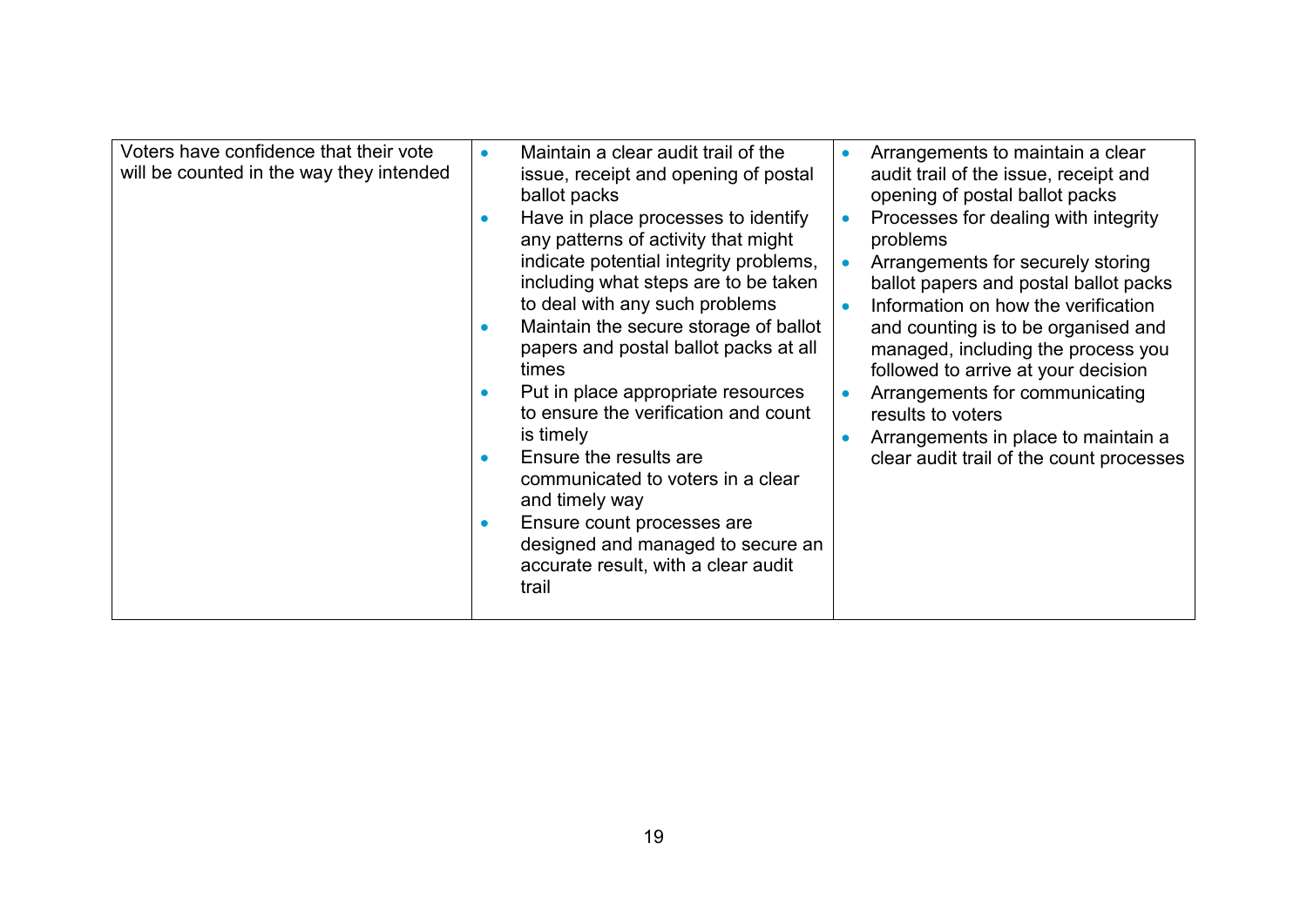| | | |
|---|---|---|
| Voters have confidence that their vote will be counted in the way they intended | • Maintain a clear audit trail of the issue, receipt and opening of postal ballot packs<br>• Have in place processes to identify any patterns of activity that might indicate potential integrity problems, including what steps are to be taken to deal with any such problems<br>• Maintain the secure storage of ballot papers and postal ballot packs at all times<br>• Put in place appropriate resources to ensure the verification and count is timely<br>• Ensure the results are communicated to voters in a clear and timely way<br>• Ensure count processes are designed and managed to secure an accurate result, with a clear audit trail | • Arrangements to maintain a clear audit trail of the issue, receipt and opening of postal ballot packs<br>• Processes for dealing with integrity problems<br>• Arrangements for securely storing ballot papers and postal ballot packs<br>• Information on how the verification and counting is to be organised and managed, including the process you followed to arrive at your decision<br>• Arrangements for communicating results to voters<br>• Arrangements in place to maintain a clear audit trail of the count processes |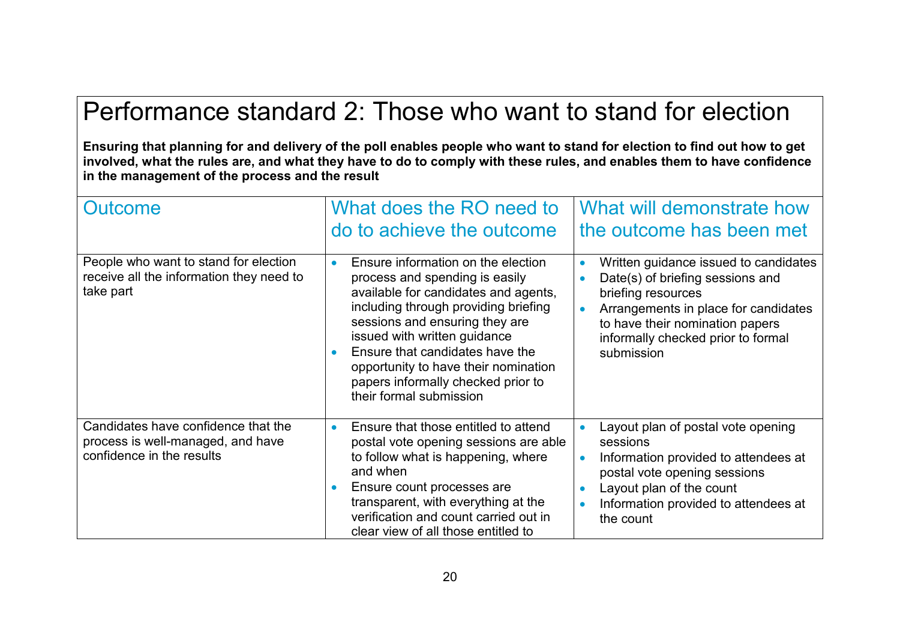# Performance standard 2: Those who want to stand for election

**Ensuring that planning for and delivery of the poll enables people who want to stand for election to find out how to get involved, what the rules are, and what they have to do to comply with these rules, and enables them to have confidence in the management of the process and the result**

| Outcome | What does the RO need to do to achieve the outcome | What will demonstrate how the outcome has been met |
|---|---|---|
| People who want to stand for election receive all the information they need to take part | • Ensure information on the election process and spending is easily available for candidates and agents, including through providing briefing sessions and ensuring they are issued with written guidance<br>• Ensure that candidates have the opportunity to have their nomination papers informally checked prior to their formal submission | • Written guidance issued to candidates<br>• Date(s) of briefing sessions and briefing resources<br>• Arrangements in place for candidates to have their nomination papers informally checked prior to formal submission |
| Candidates have confidence that the process is well-managed, and have confidence in the results | • Ensure that those entitled to attend postal vote opening sessions are able to follow what is happening, where and when<br>• Ensure count processes are transparent, with everything at the verification and count carried out in clear view of all those entitled to | • Layout plan of postal vote opening sessions<br>• Information provided to attendees at postal vote opening sessions<br>• Layout plan of the count<br>• Information provided to attendees at the count |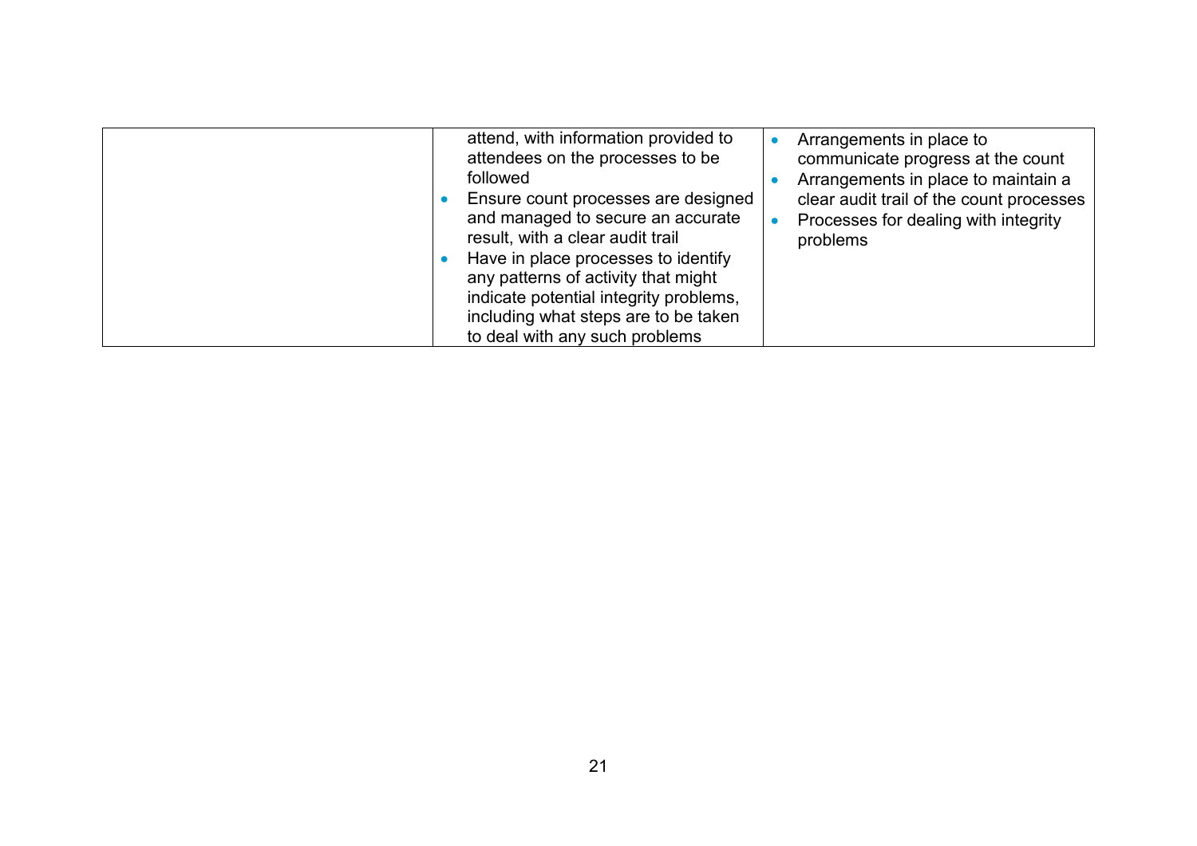| | | |
|---|---|---|
| | attend, with information provided to attendees on the processes to be followed<br>• Ensure count processes are designed and managed to secure an accurate result, with a clear audit trail<br>• Have in place processes to identify any patterns of activity that might indicate potential integrity problems, including what steps are to be taken to deal with any such problems | • Arrangements in place to communicate progress at the count<br>• Arrangements in place to maintain a clear audit trail of the count processes<br>• Processes for dealing with integrity problems |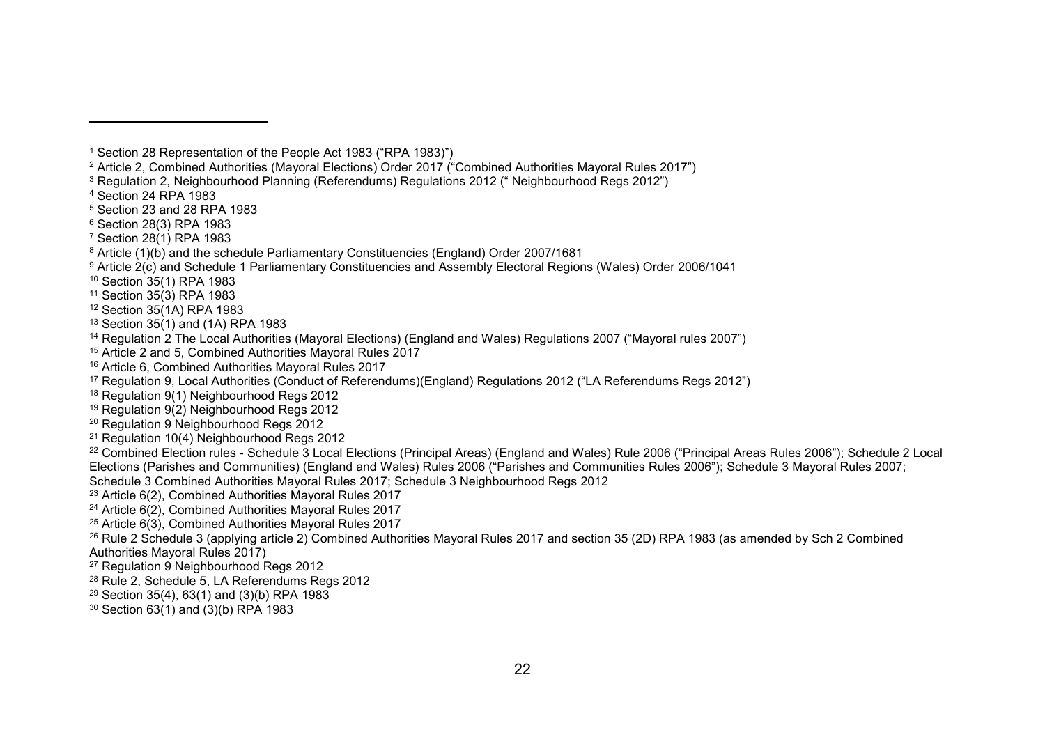---

[1] Section 28 Representation of the People Act 1983 ("RPA 1983)")

[2] Article 2, Combined Authorities (Mayoral Elections) Order 2017 ("Combined Authorities Mayoral Rules 2017")

[3] Regulation 2, Neighbourhood Planning (Referendums) Regulations 2012 (" Neighbourhood Regs 2012")

[4] Section 24 RPA 1983

[5] Section 23 and 28 RPA 1983

[6] Section 28(3) RPA 1983

[7] Section 28(1) RPA 1983

[8] Article (1)(b) and the schedule Parliamentary Constituencies (England) Order 2007/1681

[9] Article 2(c) and Schedule 1 Parliamentary Constituencies and Assembly Electoral Regions (Wales) Order 2006/1041

[10] Section 35(1) RPA 1983

[11] Section 35(3) RPA 1983

[12] Section 35(1A) RPA 1983

[13] Section 35(1) and (1A) RPA 1983

[14] Regulation 2 The Local Authorities (Mayoral Elections) (England and Wales) Regulations 2007 ("Mayoral rules 2007")

[15] Article 2 and 5, Combined Authorities Mayoral Rules 2017

[16] Article 6, Combined Authorities Mayoral Rules 2017

[17] Regulation 9, Local Authorities (Conduct of Referendums)(England) Regulations 2012 ("LA Referendums Regs 2012")

[18] Regulation 9(1) Neighbourhood Regs 2012

[19] Regulation 9(2) Neighbourhood Regs 2012

[20] Regulation 9 Neighbourhood Regs 2012

[21] Regulation 10(4) Neighbourhood Regs 2012

[22] Combined Election rules - Schedule 3 Local Elections (Principal Areas) (England and Wales) Rule 2006 ("Principal Areas Rules 2006"); Schedule 2 Local Elections (Parishes and Communities) (England and Wales) Rules 2006 ("Parishes and Communities Rules 2006"); Schedule 3 Mayoral Rules 2007; Schedule 3 Combined Authorities Mayoral Rules 2017; Schedule 3 Neighbourhood Regs 2012

[23] Article 6(2), Combined Authorities Mayoral Rules 2017

[24] Article 6(2), Combined Authorities Mayoral Rules 2017

[25] Article 6(3), Combined Authorities Mayoral Rules 2017

[26] Rule 2 Schedule 3 (applying article 2) Combined Authorities Mayoral Rules 2017 and section 35 (2D) RPA 1983 (as amended by Sch 2 Combined Authorities Mayoral Rules 2017)

[27] Regulation 9 Neighbourhood Regs 2012

[28] Rule 2, Schedule 5, LA Referendums Regs 2012

[29] Section 35(4), 63(1) and (3)(b) RPA 1983

[30] Section 63(1) and (3)(b) RPA 1983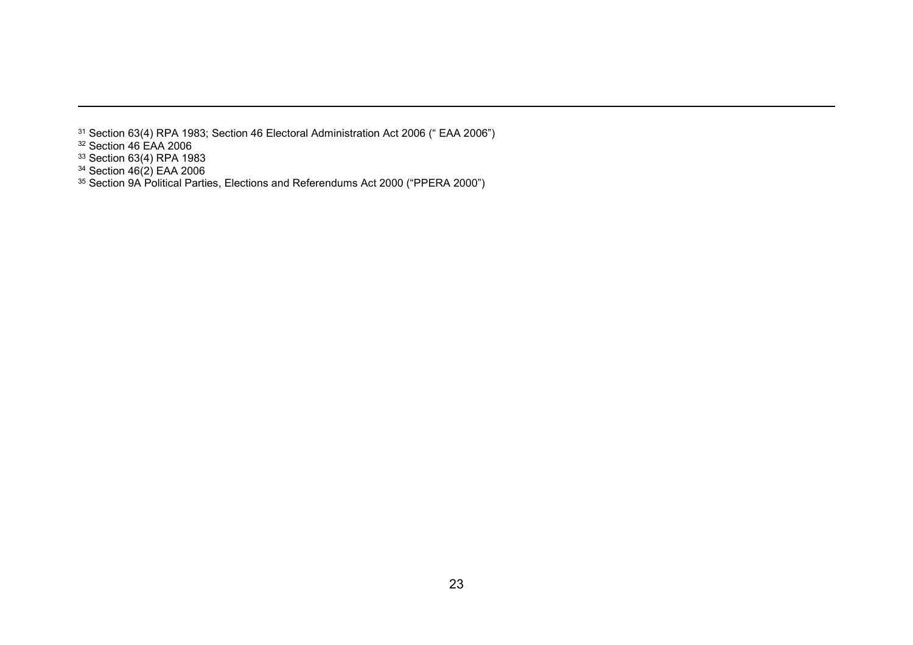[31] Section 63(4) RPA 1983; Section 46 Electoral Administration Act 2006 (" EAA 2006")
[32] Section 46 EAA 2006
[33] Section 63(4) RPA 1983
[34] Section 46(2) EAA 2006
[35] Section 9A Political Parties, Elections and Referendums Act 2000 ("PPERA 2000")